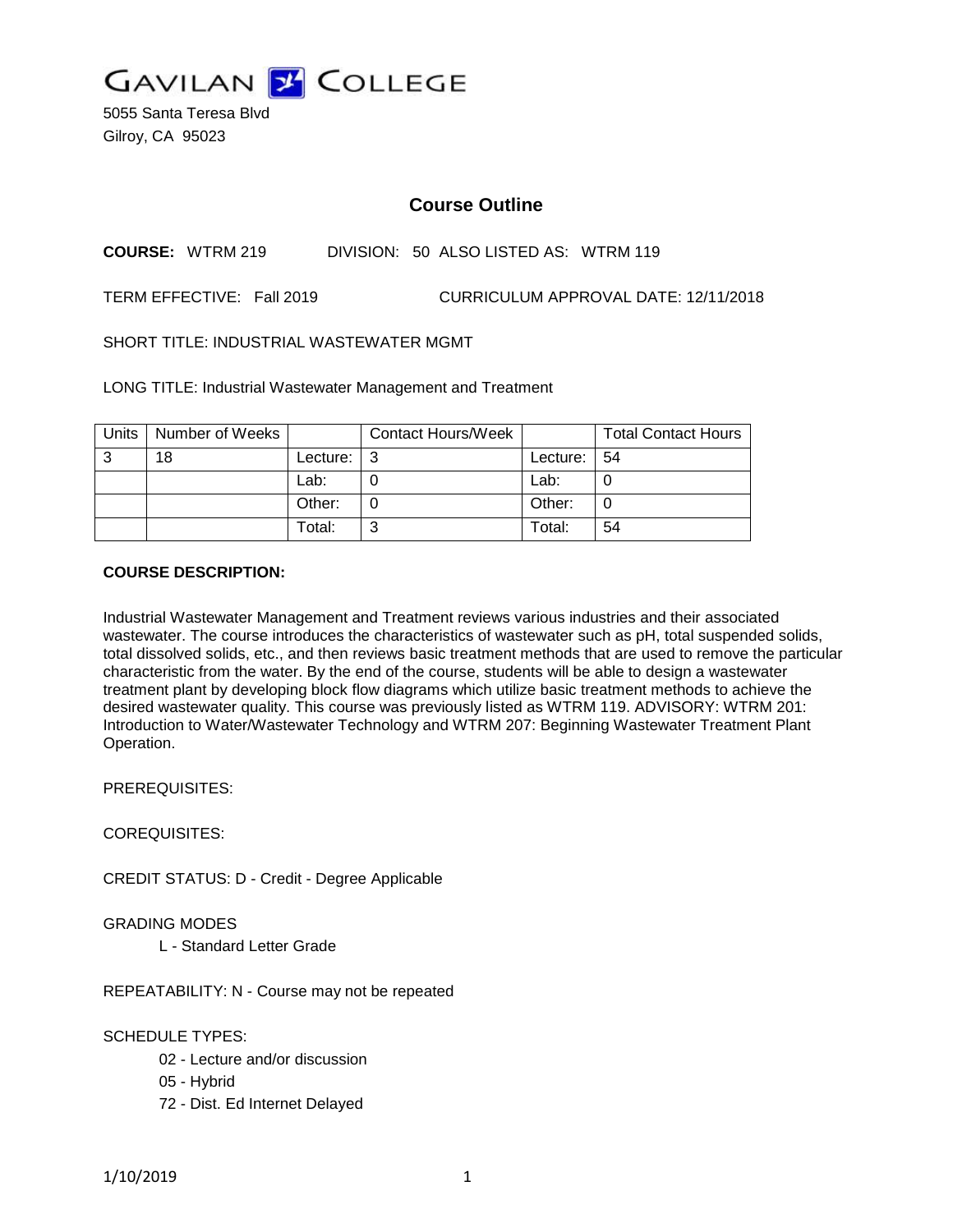# GAVILAN COLLEGE

5055 Santa Teresa Blvd
Gilroy, CA 95023

## Course Outline

**COURSE:** WTRM 219 DIVISION: 50 ALSO LISTED AS: WTRM 119

TERM EFFECTIVE: Fall 2019 CURRICULUM APPROVAL DATE: 12/11/2018

SHORT TITLE: INDUSTRIAL WASTEWATER MGMT

LONG TITLE: Industrial Wastewater Management and Treatment

| Units | Number of Weeks | | Contact Hours/Week | | Total Contact Hours |
|---|---|---|---|---|---|
| 3 | 18 | Lecture: | 3 | Lecture: | 54 |
| | | Lab: | 0 | Lab: | 0 |
| | | Other: | 0 | Other: | 0 |
| | | Total: | 3 | Total: | 54 |

**COURSE DESCRIPTION:**

Industrial Wastewater Management and Treatment reviews various industries and their associated wastewater. The course introduces the characteristics of wastewater such as pH, total suspended solids, total dissolved solids, etc., and then reviews basic treatment methods that are used to remove the particular characteristic from the water. By the end of the course, students will be able to design a wastewater treatment plant by developing block flow diagrams which utilize basic treatment methods to achieve the desired wastewater quality. This course was previously listed as WTRM 119. ADVISORY: WTRM 201: Introduction to Water/Wastewater Technology and WTRM 207: Beginning Wastewater Treatment Plant Operation.

PREREQUISITES:

COREQUISITES:

CREDIT STATUS: D - Credit - Degree Applicable

GRADING MODES

L - Standard Letter Grade

REPEATABILITY: N - Course may not be repeated

SCHEDULE TYPES:

02 - Lecture and/or discussion

05 - Hybrid

72 - Dist. Ed Internet Delayed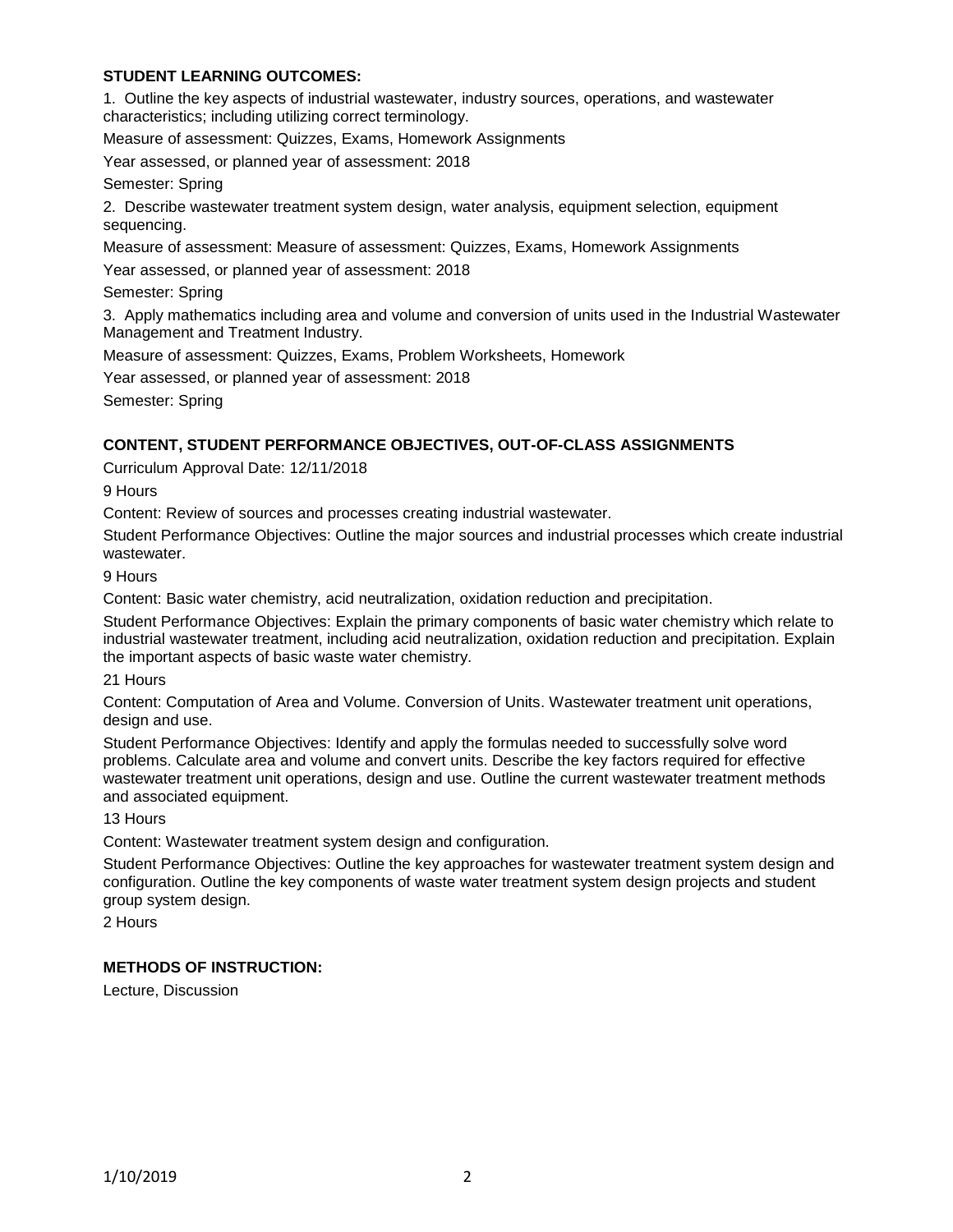**STUDENT LEARNING OUTCOMES:**

1. Outline the key aspects of industrial wastewater, industry sources, operations, and wastewater characteristics; including utilizing correct terminology.

Measure of assessment: Quizzes, Exams, Homework Assignments

Year assessed, or planned year of assessment: 2018

Semester: Spring

2. Describe wastewater treatment system design, water analysis, equipment selection, equipment sequencing.

Measure of assessment: Measure of assessment: Quizzes, Exams, Homework Assignments

Year assessed, or planned year of assessment: 2018

Semester: Spring

3. Apply mathematics including area and volume and conversion of units used in the Industrial Wastewater Management and Treatment Industry.

Measure of assessment: Quizzes, Exams, Problem Worksheets, Homework

Year assessed, or planned year of assessment: 2018

Semester: Spring

**CONTENT, STUDENT PERFORMANCE OBJECTIVES, OUT-OF-CLASS ASSIGNMENTS**

Curriculum Approval Date: 12/11/2018

9 Hours

Content: Review of sources and processes creating industrial wastewater.

Student Performance Objectives: Outline the major sources and industrial processes which create industrial wastewater.

9 Hours

Content: Basic water chemistry, acid neutralization, oxidation reduction and precipitation.

Student Performance Objectives: Explain the primary components of basic water chemistry which relate to industrial wastewater treatment, including acid neutralization, oxidation reduction and precipitation. Explain the important aspects of basic waste water chemistry.

21 Hours

Content: Computation of Area and Volume. Conversion of Units. Wastewater treatment unit operations, design and use.

Student Performance Objectives: Identify and apply the formulas needed to successfully solve word problems. Calculate area and volume and convert units. Describe the key factors required for effective wastewater treatment unit operations, design and use. Outline the current wastewater treatment methods and associated equipment.

13 Hours

Content: Wastewater treatment system design and configuration.

Student Performance Objectives: Outline the key approaches for wastewater treatment system design and configuration. Outline the key components of waste water treatment system design projects and student group system design.

2 Hours

**METHODS OF INSTRUCTION:**

Lecture, Discussion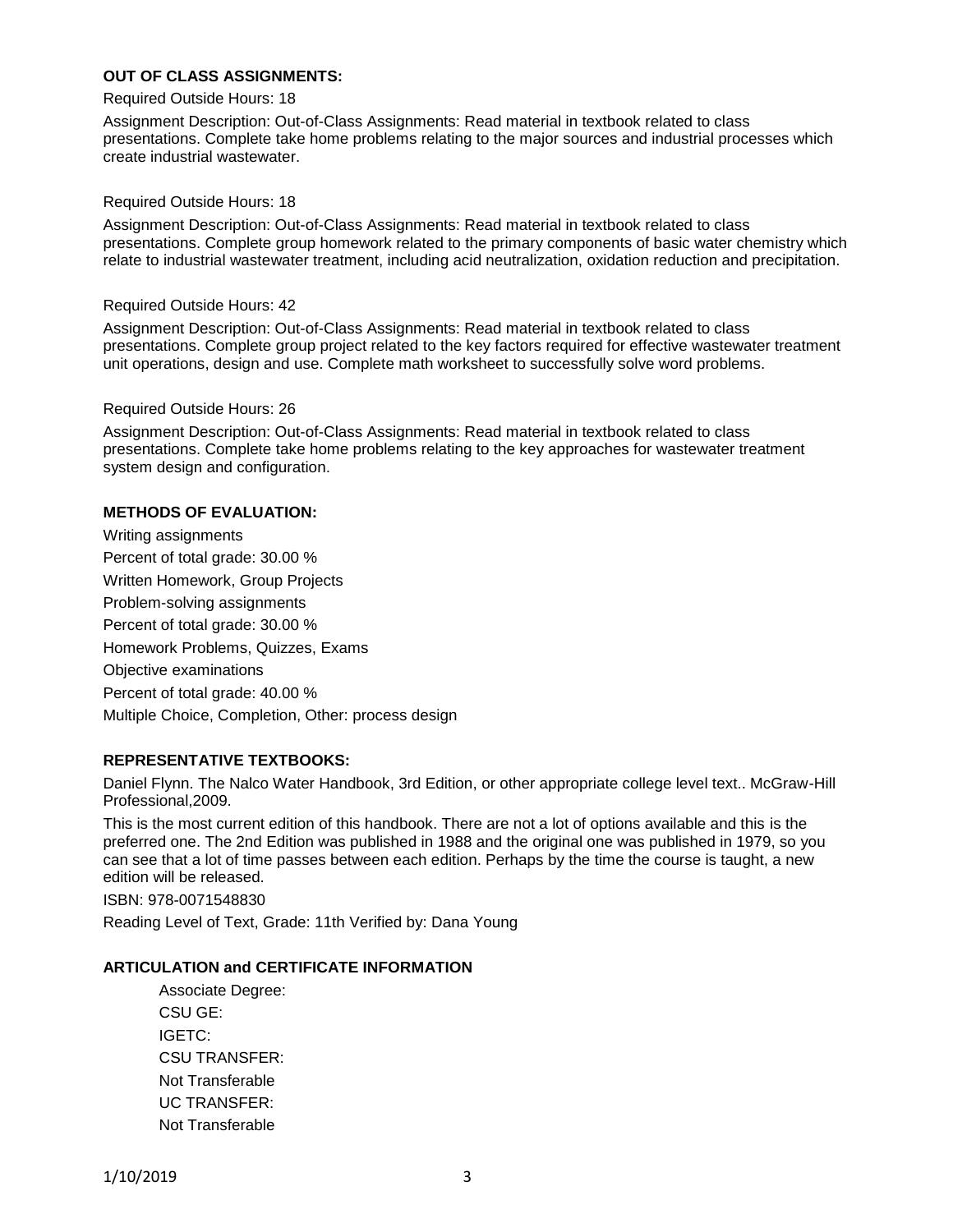**OUT OF CLASS ASSIGNMENTS:**

Required Outside Hours: 18

Assignment Description: Out-of-Class Assignments: Read material in textbook related to class presentations. Complete take home problems relating to the major sources and industrial processes which create industrial wastewater.

Required Outside Hours: 18

Assignment Description: Out-of-Class Assignments: Read material in textbook related to class presentations. Complete group homework related to the primary components of basic water chemistry which relate to industrial wastewater treatment, including acid neutralization, oxidation reduction and precipitation.

Required Outside Hours: 42

Assignment Description: Out-of-Class Assignments: Read material in textbook related to class presentations. Complete group project related to the key factors required for effective wastewater treatment unit operations, design and use. Complete math worksheet to successfully solve word problems.

Required Outside Hours: 26

Assignment Description: Out-of-Class Assignments: Read material in textbook related to class presentations. Complete take home problems relating to the key approaches for wastewater treatment system design and configuration.

**METHODS OF EVALUATION:**

Writing assignments
Percent of total grade: 30.00 %
Written Homework, Group Projects
Problem-solving assignments
Percent of total grade: 30.00 %
Homework Problems, Quizzes, Exams
Objective examinations
Percent of total grade: 40.00 %
Multiple Choice, Completion, Other: process design

**REPRESENTATIVE TEXTBOOKS:**

Daniel Flynn. The Nalco Water Handbook, 3rd Edition, or other appropriate college level text.. McGraw-Hill Professional,2009.

This is the most current edition of this handbook. There are not a lot of options available and this is the preferred one. The 2nd Edition was published in 1988 and the original one was published in 1979, so you can see that a lot of time passes between each edition. Perhaps by the time the course is taught, a new edition will be released.

ISBN: 978-0071548830

Reading Level of Text, Grade: 11th Verified by: Dana Young

**ARTICULATION and CERTIFICATE INFORMATION**

Associate Degree:
CSU GE:
IGETC:
CSU TRANSFER:
Not Transferable
UC TRANSFER:
Not Transferable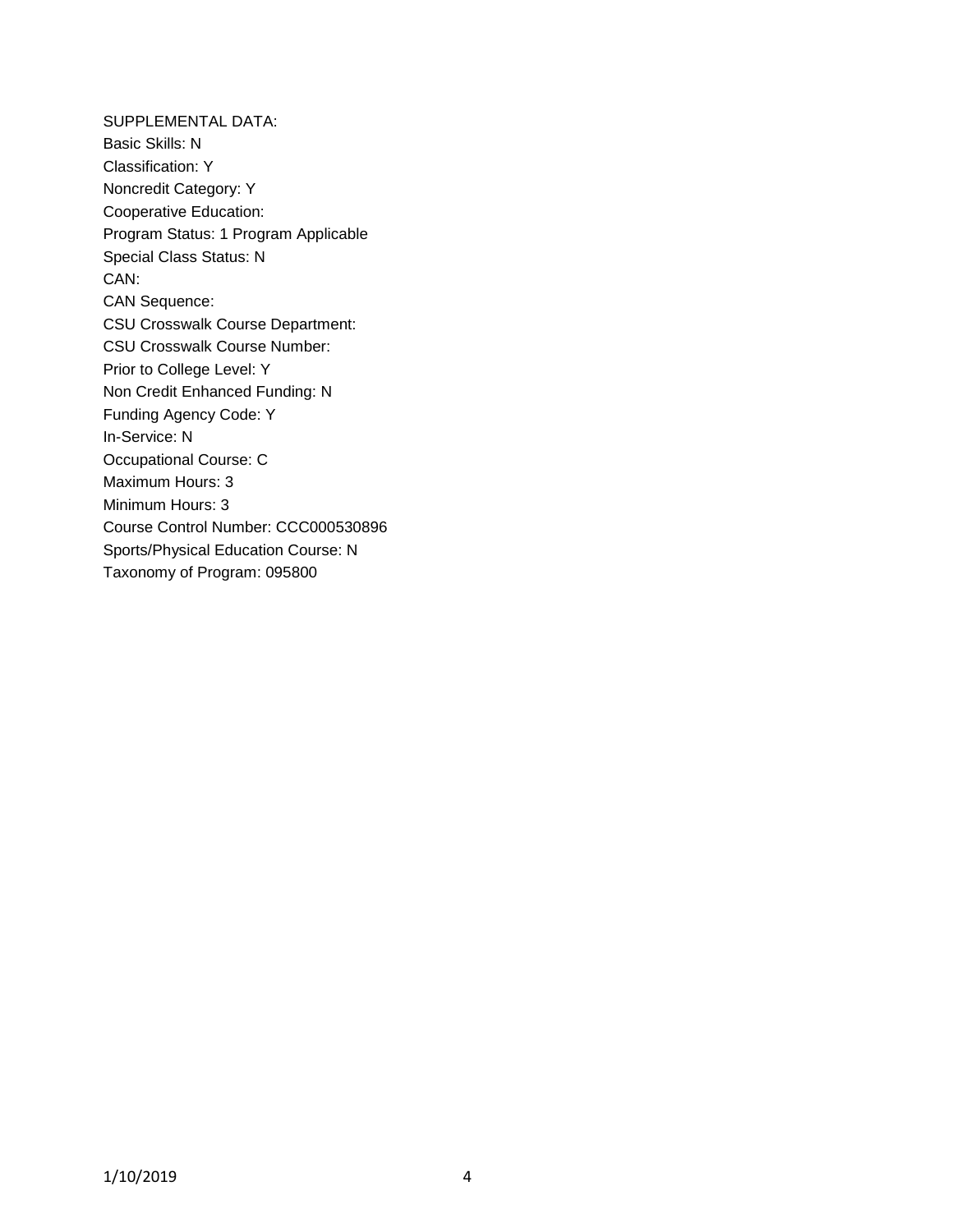SUPPLEMENTAL DATA:
Basic Skills: N
Classification: Y
Noncredit Category: Y
Cooperative Education:
Program Status: 1 Program Applicable
Special Class Status: N
CAN:
CAN Sequence:
CSU Crosswalk Course Department:
CSU Crosswalk Course Number:
Prior to College Level: Y
Non Credit Enhanced Funding: N
Funding Agency Code: Y
In-Service: N
Occupational Course: C
Maximum Hours: 3
Minimum Hours: 3
Course Control Number: CCC000530896
Sports/Physical Education Course: N
Taxonomy of Program: 095800